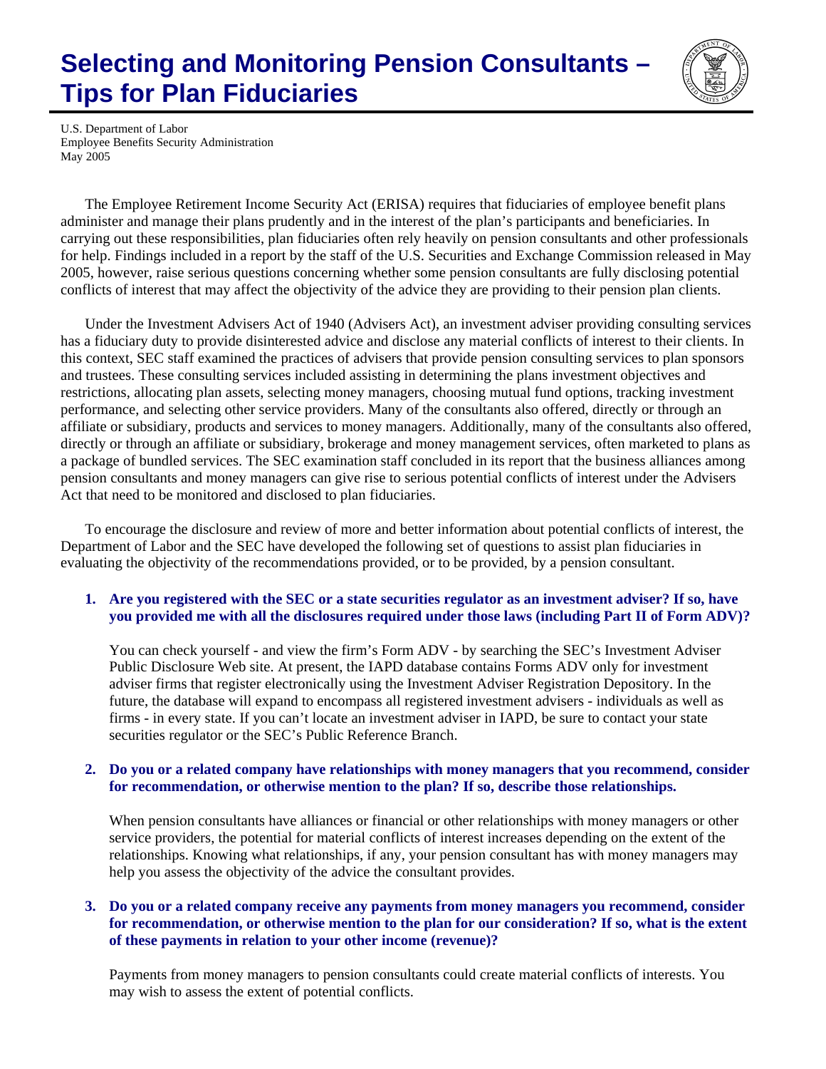# Selecting and Monitoring Pension Consultants – Tips for Plan Fiduciaries

U.S. Department of Labor
Employee Benefits Security Administration
May 2005

The Employee Retirement Income Security Act (ERISA) requires that fiduciaries of employee benefit plans administer and manage their plans prudently and in the interest of the plan's participants and beneficiaries. In carrying out these responsibilities, plan fiduciaries often rely heavily on pension consultants and other professionals for help. Findings included in a report by the staff of the U.S. Securities and Exchange Commission released in May 2005, however, raise serious questions concerning whether some pension consultants are fully disclosing potential conflicts of interest that may affect the objectivity of the advice they are providing to their pension plan clients.

Under the Investment Advisers Act of 1940 (Advisers Act), an investment adviser providing consulting services has a fiduciary duty to provide disinterested advice and disclose any material conflicts of interest to their clients. In this context, SEC staff examined the practices of advisers that provide pension consulting services to plan sponsors and trustees. These consulting services included assisting in determining the plans investment objectives and restrictions, allocating plan assets, selecting money managers, choosing mutual fund options, tracking investment performance, and selecting other service providers. Many of the consultants also offered, directly or through an affiliate or subsidiary, products and services to money managers. Additionally, many of the consultants also offered, directly or through an affiliate or subsidiary, brokerage and money management services, often marketed to plans as a package of bundled services. The SEC examination staff concluded in its report that the business alliances among pension consultants and money managers can give rise to serious potential conflicts of interest under the Advisers Act that need to be monitored and disclosed to plan fiduciaries.

To encourage the disclosure and review of more and better information about potential conflicts of interest, the Department of Labor and the SEC have developed the following set of questions to assist plan fiduciaries in evaluating the objectivity of the recommendations provided, or to be provided, by a pension consultant.

1. **Are you registered with the SEC or a state securities regulator as an investment adviser? If so, have you provided me with all the disclosures required under those laws (including Part II of Form ADV)?**

   You can check yourself - and view the firm's Form ADV - by searching the SEC's Investment Adviser Public Disclosure Web site. At present, the IAPD database contains Forms ADV only for investment adviser firms that register electronically using the Investment Adviser Registration Depository. In the future, the database will expand to encompass all registered investment advisers - individuals as well as firms - in every state. If you can't locate an investment adviser in IAPD, be sure to contact your state securities regulator or the SEC's Public Reference Branch.

2. **Do you or a related company have relationships with money managers that you recommend, consider for recommendation, or otherwise mention to the plan? If so, describe those relationships.**

   When pension consultants have alliances or financial or other relationships with money managers or other service providers, the potential for material conflicts of interest increases depending on the extent of the relationships. Knowing what relationships, if any, your pension consultant has with money managers may help you assess the objectivity of the advice the consultant provides.

3. **Do you or a related company receive any payments from money managers you recommend, consider for recommendation, or otherwise mention to the plan for our consideration? If so, what is the extent of these payments in relation to your other income (revenue)?**

   Payments from money managers to pension consultants could create material conflicts of interests. You may wish to assess the extent of potential conflicts.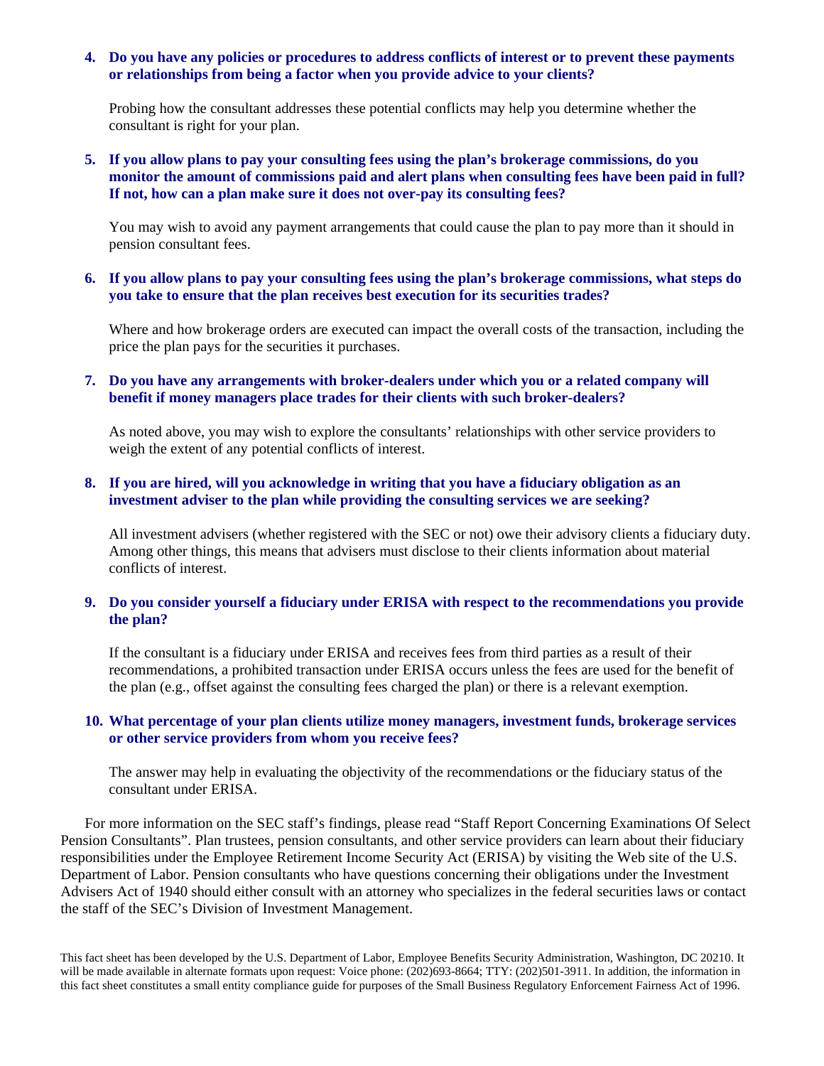4. **Do you have any policies or procedures to address conflicts of interest or to prevent these payments or relationships from being a factor when you provide advice to your clients?**

   Probing how the consultant addresses these potential conflicts may help you determine whether the consultant is right for your plan.

5. **If you allow plans to pay your consulting fees using the plan's brokerage commissions, do you monitor the amount of commissions paid and alert plans when consulting fees have been paid in full? If not, how can a plan make sure it does not over-pay its consulting fees?**

   You may wish to avoid any payment arrangements that could cause the plan to pay more than it should in pension consultant fees.

6. **If you allow plans to pay your consulting fees using the plan's brokerage commissions, what steps do you take to ensure that the plan receives best execution for its securities trades?**

   Where and how brokerage orders are executed can impact the overall costs of the transaction, including the price the plan pays for the securities it purchases.

7. **Do you have any arrangements with broker-dealers under which you or a related company will benefit if money managers place trades for their clients with such broker-dealers?**

   As noted above, you may wish to explore the consultants' relationships with other service providers to weigh the extent of any potential conflicts of interest.

8. **If you are hired, will you acknowledge in writing that you have a fiduciary obligation as an investment adviser to the plan while providing the consulting services we are seeking?**

   All investment advisers (whether registered with the SEC or not) owe their advisory clients a fiduciary duty. Among other things, this means that advisers must disclose to their clients information about material conflicts of interest.

9. **Do you consider yourself a fiduciary under ERISA with respect to the recommendations you provide the plan?**

   If the consultant is a fiduciary under ERISA and receives fees from third parties as a result of their recommendations, a prohibited transaction under ERISA occurs unless the fees are used for the benefit of the plan (e.g., offset against the consulting fees charged the plan) or there is a relevant exemption.

10. **What percentage of your plan clients utilize money managers, investment funds, brokerage services or other service providers from whom you receive fees?**

    The answer may help in evaluating the objectivity of the recommendations or the fiduciary status of the consultant under ERISA.

For more information on the SEC staff's findings, please read "Staff Report Concerning Examinations Of Select Pension Consultants". Plan trustees, pension consultants, and other service providers can learn about their fiduciary responsibilities under the Employee Retirement Income Security Act (ERISA) by visiting the Web site of the U.S. Department of Labor. Pension consultants who have questions concerning their obligations under the Investment Advisers Act of 1940 should either consult with an attorney who specializes in the federal securities laws or contact the staff of the SEC's Division of Investment Management.

This fact sheet has been developed by the U.S. Department of Labor, Employee Benefits Security Administration, Washington, DC 20210. It will be made available in alternate formats upon request: Voice phone: (202)693-8664; TTY: (202)501-3911. In addition, the information in this fact sheet constitutes a small entity compliance guide for purposes of the Small Business Regulatory Enforcement Fairness Act of 1996.